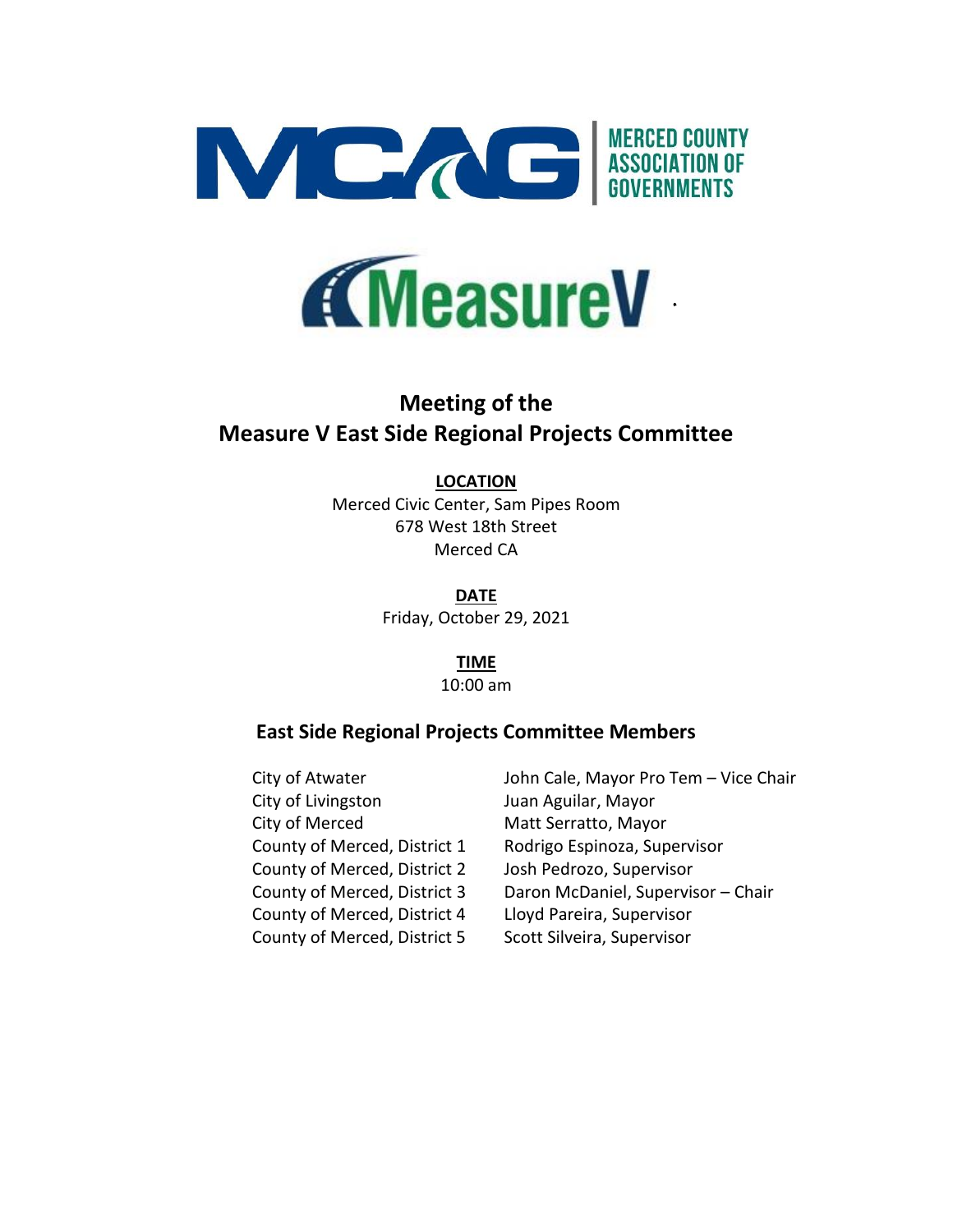MCAG | MERCED COUNTY ASSOCIATION OF GOVERNMENTS

MeasureV

# Meeting of the Measure V East Side Regional Projects Committee

**LOCATION**

Merced Civic Center, Sam Pipes Room
678 West 18th Street
Merced CA

**DATE**

Friday, October 29, 2021

**TIME**

10:00 am

## East Side Regional Projects Committee Members

| | |
|---|---|
| City of Atwater | John Cale, Mayor Pro Tem – Vice Chair |
| City of Livingston | Juan Aguilar, Mayor |
| City of Merced | Matt Serratto, Mayor |
| County of Merced, District 1 | Rodrigo Espinoza, Supervisor |
| County of Merced, District 2 | Josh Pedrozo, Supervisor |
| County of Merced, District 3 | Daron McDaniel, Supervisor – Chair |
| County of Merced, District 4 | Lloyd Pareira, Supervisor |
| County of Merced, District 5 | Scott Silveira, Supervisor |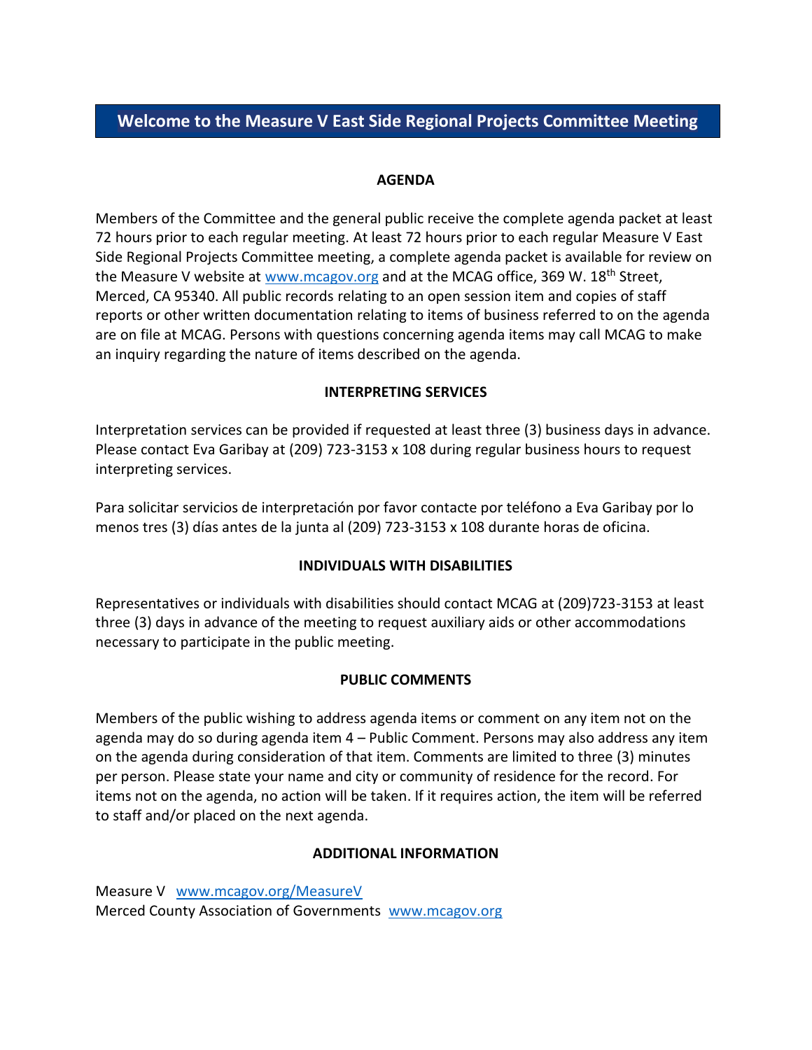# Welcome to the Measure V East Side Regional Projects Committee Meeting

## AGENDA

Members of the Committee and the general public receive the complete agenda packet at least 72 hours prior to each regular meeting. At least 72 hours prior to each regular Measure V East Side Regional Projects Committee meeting, a complete agenda packet is available for review on the Measure V website at www.mcagov.org and at the MCAG office, 369 W. 18th Street, Merced, CA 95340. All public records relating to an open session item and copies of staff reports or other written documentation relating to items of business referred to on the agenda are on file at MCAG. Persons with questions concerning agenda items may call MCAG to make an inquiry regarding the nature of items described on the agenda.

## INTERPRETING SERVICES

Interpretation services can be provided if requested at least three (3) business days in advance. Please contact Eva Garibay at (209) 723-3153 x 108 during regular business hours to request interpreting services.

Para solicitar servicios de interpretación por favor contacte por teléfono a Eva Garibay por lo menos tres (3) días antes de la junta al (209) 723-3153 x 108 durante horas de oficina.

## INDIVIDUALS WITH DISABILITIES

Representatives or individuals with disabilities should contact MCAG at (209)723-3153 at least three (3) days in advance of the meeting to request auxiliary aids or other accommodations necessary to participate in the public meeting.

## PUBLIC COMMENTS

Members of the public wishing to address agenda items or comment on any item not on the agenda may do so during agenda item 4 – Public Comment. Persons may also address any item on the agenda during consideration of that item. Comments are limited to three (3) minutes per person. Please state your name and city or community of residence for the record. For items not on the agenda, no action will be taken. If it requires action, the item will be referred to staff and/or placed on the next agenda.

## ADDITIONAL INFORMATION

Measure V www.mcagov.org/MeasureV
Merced County Association of Governments www.mcagov.org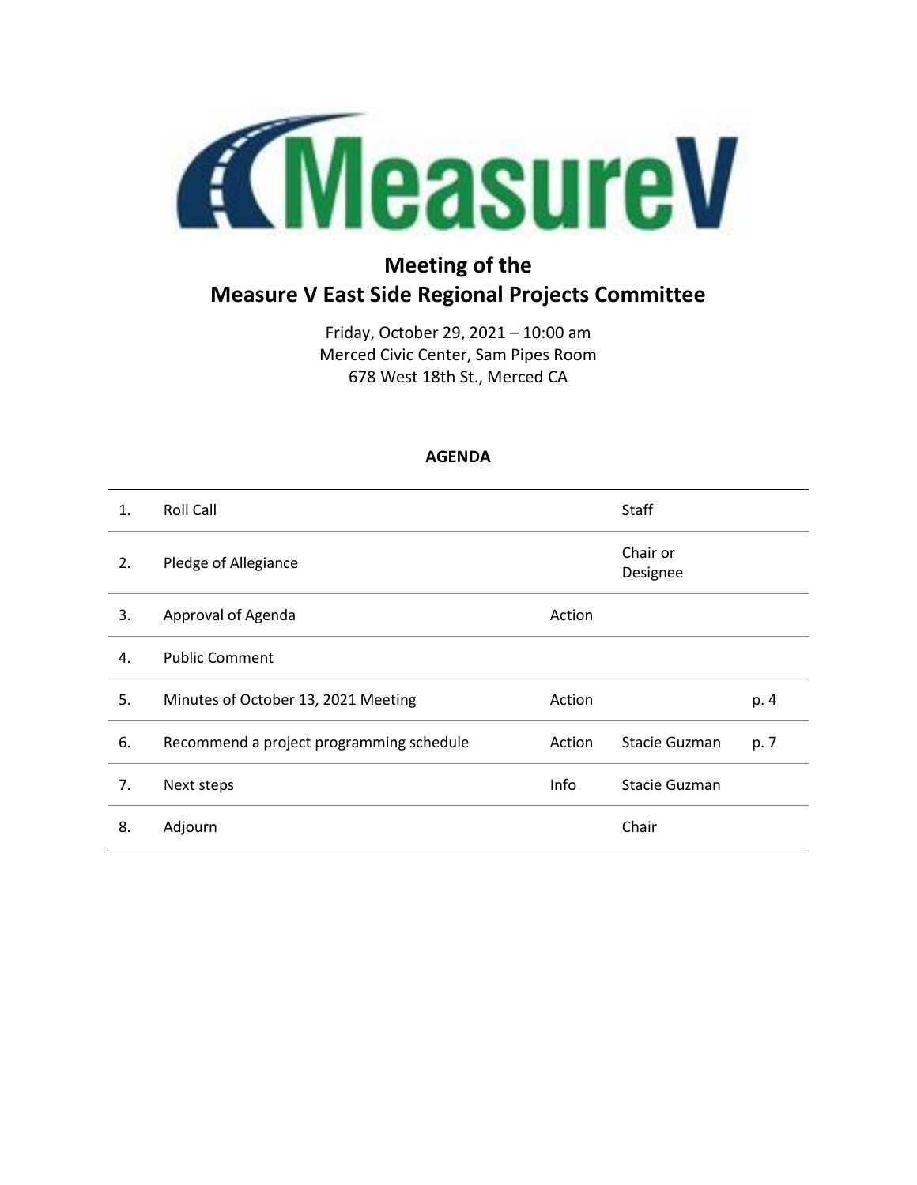# Meeting of the Measure V East Side Regional Projects Committee

Friday, October 29, 2021 – 10:00 am
Merced Civic Center, Sam Pipes Room
678 West 18th St., Merced CA

## AGENDA

| | | | | |
|---|---|---|---|---|
| 1. | Roll Call | | Staff | |
| 2. | Pledge of Allegiance | | Chair or Designee | |
| 3. | Approval of Agenda | Action | | |
| 4. | Public Comment | | | |
| 5. | Minutes of October 13, 2021 Meeting | Action | | p. 4 |
| 6. | Recommend a project programming schedule | Action | Stacie Guzman | p. 7 |
| 7. | Next steps | Info | Stacie Guzman | |
| 8. | Adjourn | | Chair | |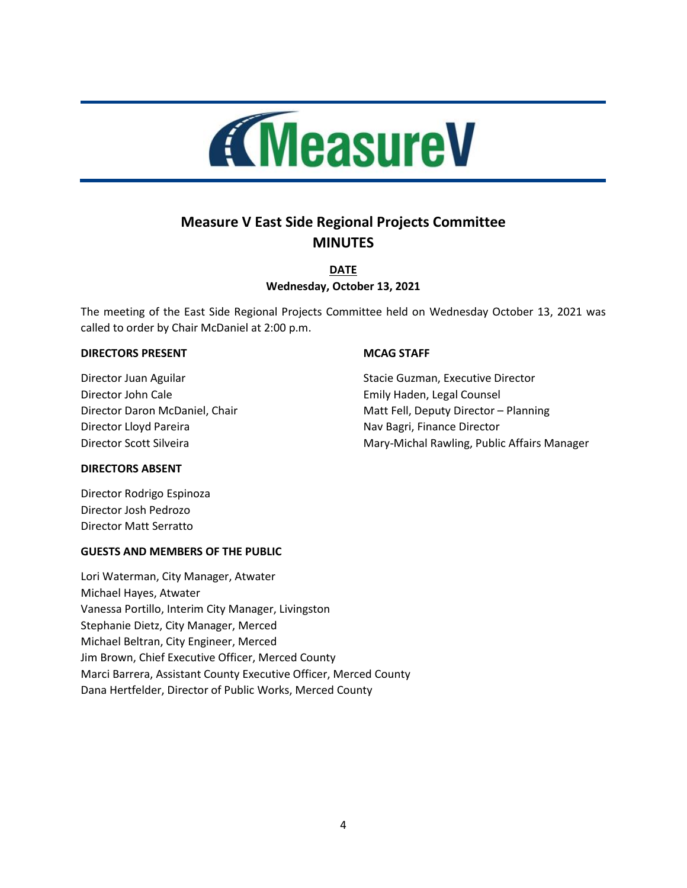# Measure V

## Measure V East Side Regional Projects Committee
## MINUTES

**DATE**

**Wednesday, October 13, 2021**

The meeting of the East Side Regional Projects Committee held on Wednesday October 13, 2021 was called to order by Chair McDaniel at 2:00 p.m.

**DIRECTORS PRESENT**

Director Juan Aguilar
Director John Cale
Director Daron McDaniel, Chair
Director Lloyd Pareira
Director Scott Silveira

**DIRECTORS ABSENT**

Director Rodrigo Espinoza
Director Josh Pedrozo
Director Matt Serratto

**MCAG STAFF**

Stacie Guzman, Executive Director
Emily Haden, Legal Counsel
Matt Fell, Deputy Director – Planning
Nav Bagri, Finance Director
Mary-Michal Rawling, Public Affairs Manager

**GUESTS AND MEMBERS OF THE PUBLIC**

Lori Waterman, City Manager, Atwater
Michael Hayes, Atwater
Vanessa Portillo, Interim City Manager, Livingston
Stephanie Dietz, City Manager, Merced
Michael Beltran, City Engineer, Merced
Jim Brown, Chief Executive Officer, Merced County
Marci Barrera, Assistant County Executive Officer, Merced County
Dana Hertfelder, Director of Public Works, Merced County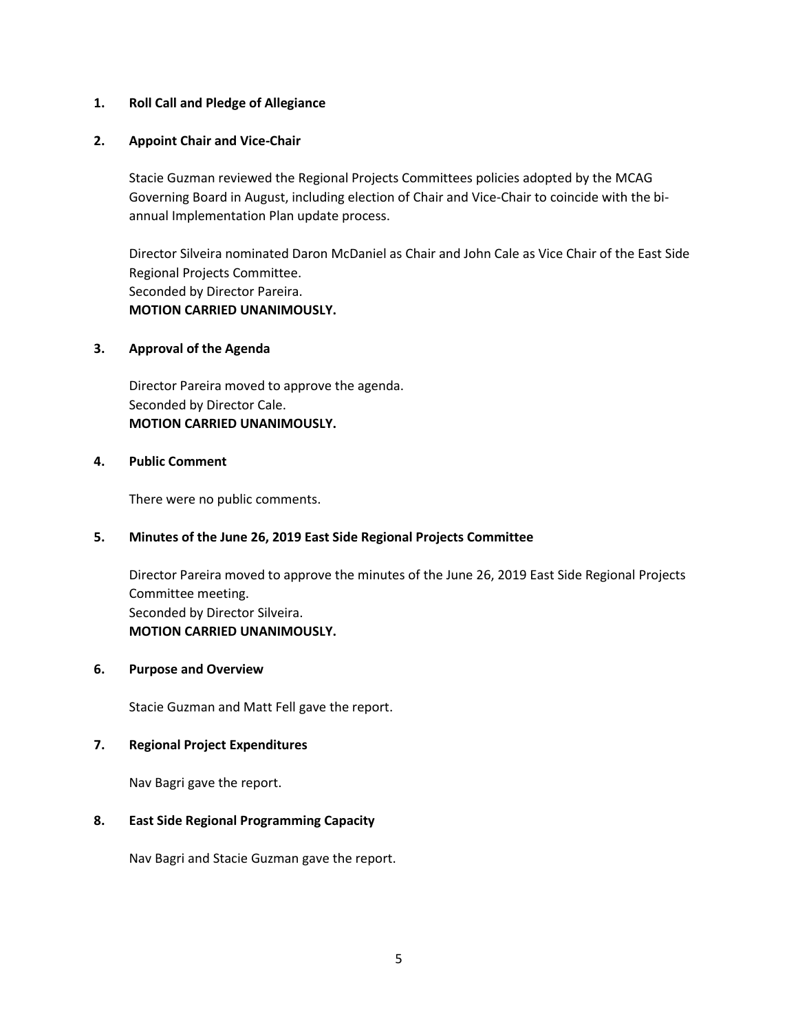**1. Roll Call and Pledge of Allegiance**

**2. Appoint Chair and Vice-Chair**

Stacie Guzman reviewed the Regional Projects Committees policies adopted by the MCAG Governing Board in August, including election of Chair and Vice-Chair to coincide with the bi-annual Implementation Plan update process.

Director Silveira nominated Daron McDaniel as Chair and John Cale as Vice Chair of the East Side Regional Projects Committee.
Seconded by Director Pareira.
**MOTION CARRIED UNANIMOUSLY.**

**3. Approval of the Agenda**

Director Pareira moved to approve the agenda.
Seconded by Director Cale.
**MOTION CARRIED UNANIMOUSLY.**

**4. Public Comment**

There were no public comments.

**5. Minutes of the June 26, 2019 East Side Regional Projects Committee**

Director Pareira moved to approve the minutes of the June 26, 2019 East Side Regional Projects Committee meeting.
Seconded by Director Silveira.
**MOTION CARRIED UNANIMOUSLY.**

**6. Purpose and Overview**

Stacie Guzman and Matt Fell gave the report.

**7. Regional Project Expenditures**

Nav Bagri gave the report.

**8. East Side Regional Programming Capacity**

Nav Bagri and Stacie Guzman gave the report.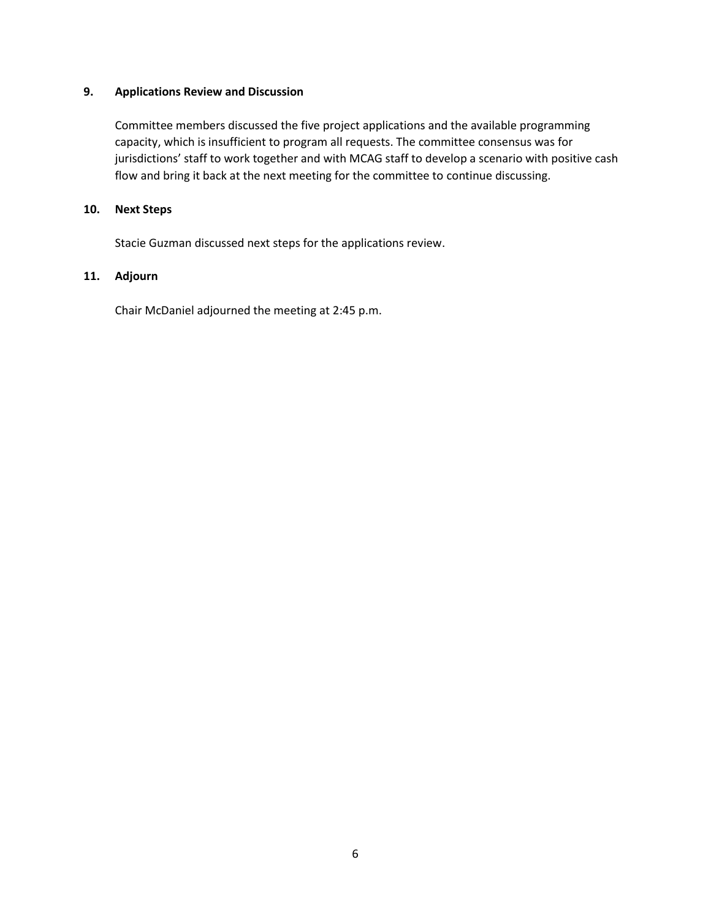**9. Applications Review and Discussion**

Committee members discussed the five project applications and the available programming capacity, which is insufficient to program all requests. The committee consensus was for jurisdictions' staff to work together and with MCAG staff to develop a scenario with positive cash flow and bring it back at the next meeting for the committee to continue discussing.

**10. Next Steps**

Stacie Guzman discussed next steps for the applications review.

**11. Adjourn**

Chair McDaniel adjourned the meeting at 2:45 p.m.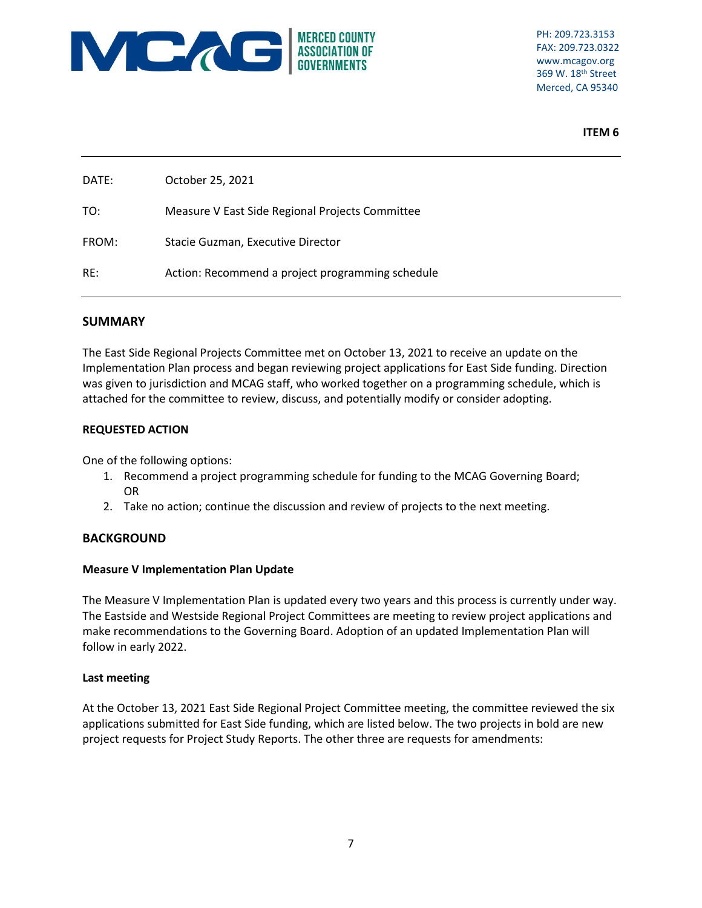MERCED COUNTY ASSOCIATION OF GOVERNMENTS

PH: 209.723.3153
FAX: 209.723.0322
www.mcagov.org
369 W. 18th Street
Merced, CA 95340

**ITEM 6**

| | |
|---|---|
| DATE: | October 25, 2021 |
| TO: | Measure V East Side Regional Projects Committee |
| FROM: | Stacie Guzman, Executive Director |
| RE: | Action: Recommend a project programming schedule |

## SUMMARY

The East Side Regional Projects Committee met on October 13, 2021 to receive an update on the Implementation Plan process and began reviewing project applications for East Side funding. Direction was given to jurisdiction and MCAG staff, who worked together on a programming schedule, which is attached for the committee to review, discuss, and potentially modify or consider adopting.

### REQUESTED ACTION

One of the following options:

1. Recommend a project programming schedule for funding to the MCAG Governing Board; OR
2. Take no action; continue the discussion and review of projects to the next meeting.

## BACKGROUND

### Measure V Implementation Plan Update

The Measure V Implementation Plan is updated every two years and this process is currently under way. The Eastside and Westside Regional Project Committees are meeting to review project applications and make recommendations to the Governing Board. Adoption of an updated Implementation Plan will follow in early 2022.

### Last meeting

At the October 13, 2021 East Side Regional Project Committee meeting, the committee reviewed the six applications submitted for East Side funding, which are listed below. The two projects in bold are new project requests for Project Study Reports. The other three are requests for amendments: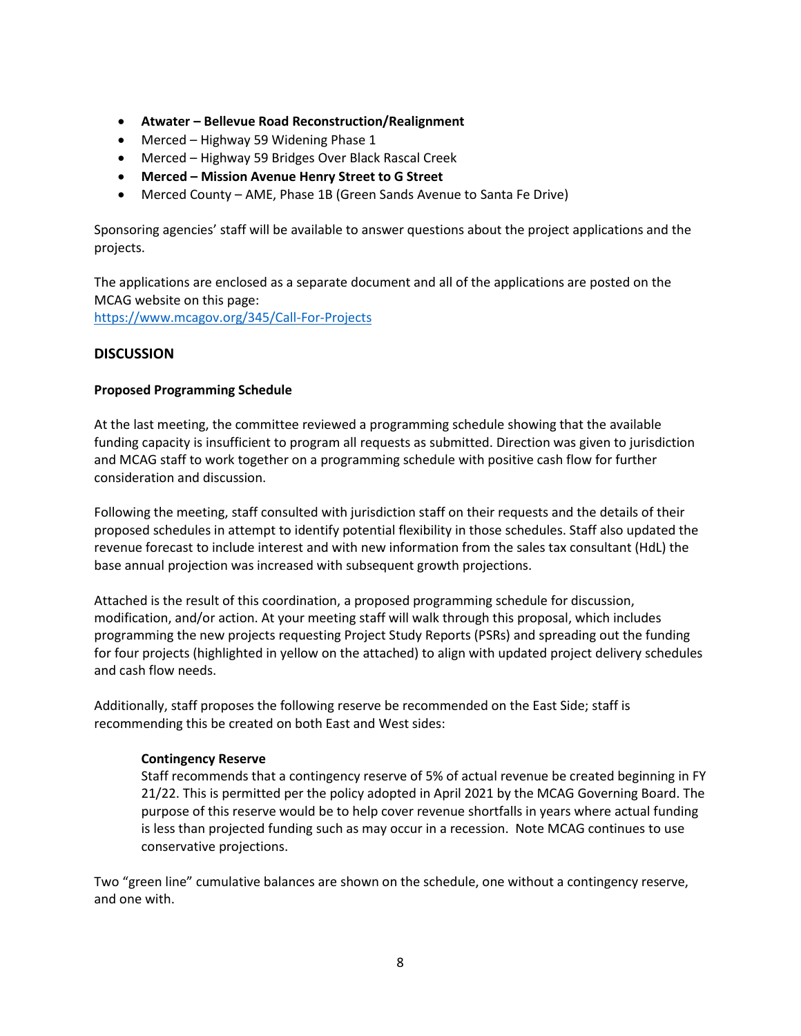- **Atwater – Bellevue Road Reconstruction/Realignment**
- Merced – Highway 59 Widening Phase 1
- Merced – Highway 59 Bridges Over Black Rascal Creek
- **Merced – Mission Avenue Henry Street to G Street**
- Merced County – AME, Phase 1B (Green Sands Avenue to Santa Fe Drive)

Sponsoring agencies' staff will be available to answer questions about the project applications and the projects.

The applications are enclosed as a separate document and all of the applications are posted on the MCAG website on this page:
https://www.mcagov.org/345/Call-For-Projects

## DISCUSSION

### Proposed Programming Schedule

At the last meeting, the committee reviewed a programming schedule showing that the available funding capacity is insufficient to program all requests as submitted. Direction was given to jurisdiction and MCAG staff to work together on a programming schedule with positive cash flow for further consideration and discussion.

Following the meeting, staff consulted with jurisdiction staff on their requests and the details of their proposed schedules in attempt to identify potential flexibility in those schedules. Staff also updated the revenue forecast to include interest and with new information from the sales tax consultant (HdL) the base annual projection was increased with subsequent growth projections.

Attached is the result of this coordination, a proposed programming schedule for discussion, modification, and/or action. At your meeting staff will walk through this proposal, which includes programming the new projects requesting Project Study Reports (PSRs) and spreading out the funding for four projects (highlighted in yellow on the attached) to align with updated project delivery schedules and cash flow needs.

Additionally, staff proposes the following reserve be recommended on the East Side; staff is recommending this be created on both East and West sides:

> **Contingency Reserve**
> Staff recommends that a contingency reserve of 5% of actual revenue be created beginning in FY 21/22. This is permitted per the policy adopted in April 2021 by the MCAG Governing Board. The purpose of this reserve would be to help cover revenue shortfalls in years where actual funding is less than projected funding such as may occur in a recession. Note MCAG continues to use conservative projections.

Two "green line" cumulative balances are shown on the schedule, one without a contingency reserve, and one with.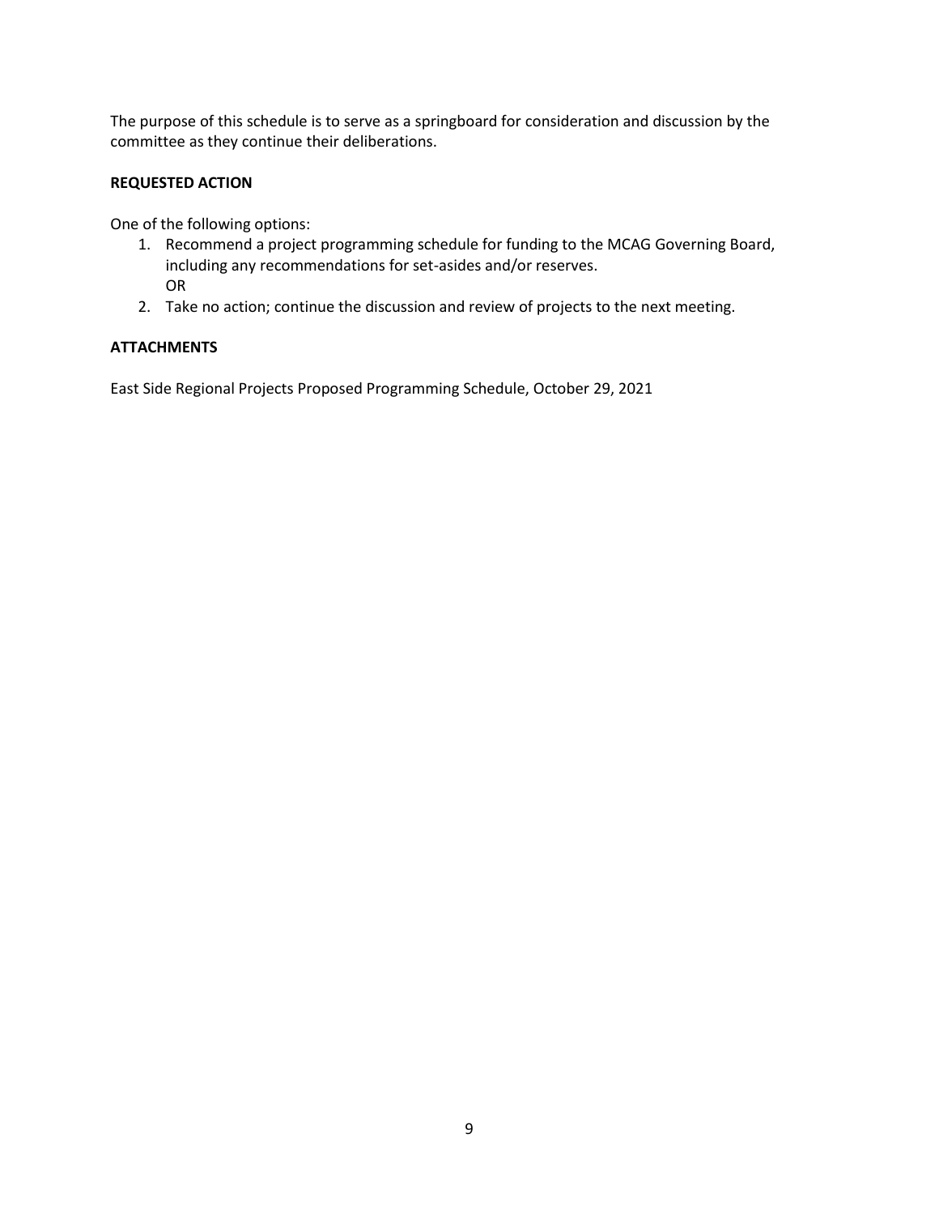The purpose of this schedule is to serve as a springboard for consideration and discussion by the committee as they continue their deliberations.

**REQUESTED ACTION**

One of the following options:

1. Recommend a project programming schedule for funding to the MCAG Governing Board, including any recommendations for set-asides and/or reserves.
   OR
2. Take no action; continue the discussion and review of projects to the next meeting.

**ATTACHMENTS**

East Side Regional Projects Proposed Programming Schedule, October 29, 2021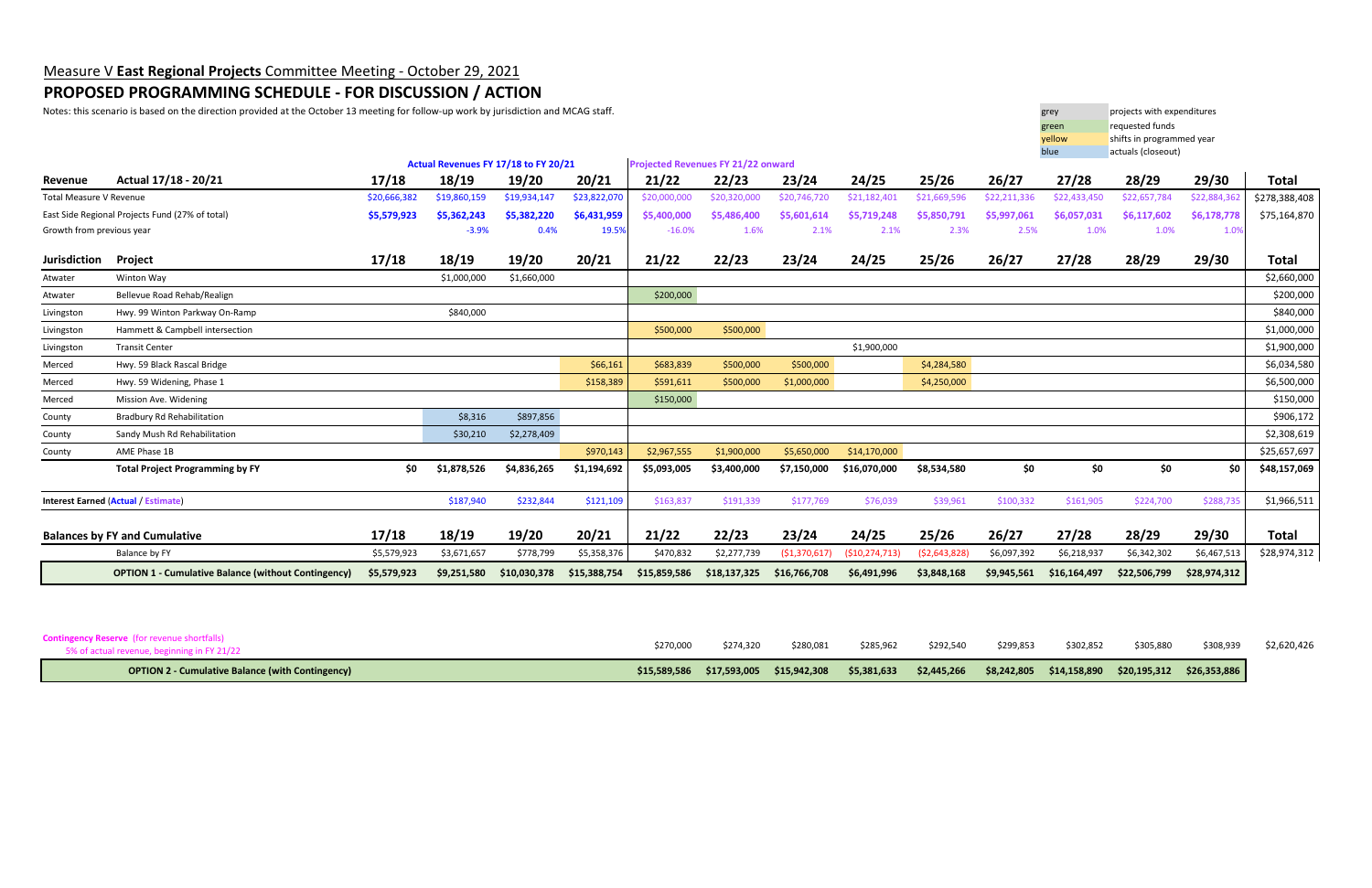Measure V **East Regional Projects** Committee Meeting - October 29, 2021

## PROPOSED PROGRAMMING SCHEDULE - FOR DISCUSSION / ACTION

Notes: this scenario is based on the direction provided at the October 13 meeting for follow-up work by jurisdiction and MCAG staff.

| | |
|---|---|
| grey | projects with expenditures |
| green | requested funds |
| yellow | shifts in programmed year |
| blue | actuals (closeout) |

| | | Actual Revenues FY 17/18 to FY 20/21 | | | | Projected Revenues FY 21/22 onward | | | | | | | | | |
|---|---|---|---|---|---|---|---|---|---|---|---|---|---|---|---|
| **Revenue** | **Actual 17/18 - 20/21** | **17/18** | **18/19** | **19/20** | **20/21** | **21/22** | **22/23** | **23/24** | **24/25** | **25/26** | **26/27** | **27/28** | **28/29** | **29/30** | **Total** |
| Total Measure V Revenue | | $20,666,382 | $19,860,159 | $19,934,147 | $23,822,070 | $20,000,000 | $20,320,000 | $20,746,720 | $21,182,401 | $21,669,596 | $22,211,336 | $22,433,450 | $22,657,784 | $22,884,362 | $278,388,408 |
| East Side Regional Projects Fund (27% of total) | | $5,579,923 | $5,362,243 | $5,382,220 | $6,431,959 | $5,400,000 | $5,486,400 | $5,601,614 | $5,719,248 | $5,850,791 | $5,997,061 | $6,057,031 | $6,117,602 | $6,178,778 | $75,164,870 |
| Growth from previous year | | | -3.9% | 0.4% | 19.5% | -16.0% | 1.6% | 2.1% | 2.1% | 2.3% | 2.5% | 1.0% | 1.0% | 1.0% | |

| **Jurisdiction** | **Project** | **17/18** | **18/19** | **19/20** | **20/21** | **21/22** | **22/23** | **23/24** | **24/25** | **25/26** | **26/27** | **27/28** | **28/29** | **29/30** | **Total** |
|---|---|---|---|---|---|---|---|---|---|---|---|---|---|---|---|
| Atwater | Winton Way | | $1,000,000 | $1,660,000 | | | | | | | | | | | $2,660,000 |
| Atwater | Bellevue Road Rehab/Realign | | | | | $200,000 | | | | | | | | | $200,000 |
| Livingston | Hwy. 99 Winton Parkway On-Ramp | | $840,000 | | | | | | | | | | | | $840,000 |
| Livingston | Hammett & Campbell intersection | | | | | $500,000 | $500,000 | | | | | | | | $1,000,000 |
| Livingston | Transit Center | | | | | | | | $1,900,000 | | | | | | $1,900,000 |
| Merced | Hwy. 59 Black Rascal Bridge | | | | $66,161 | $683,839 | $500,000 | $500,000 | | $4,284,580 | | | | | $6,034,580 |
| Merced | Hwy. 59 Widening, Phase 1 | | | | $158,389 | $591,611 | $500,000 | $1,000,000 | | $4,250,000 | | | | | $6,500,000 |
| Merced | Mission Ave. Widening | | | | | $150,000 | | | | | | | | | $150,000 |
| County | Bradbury Rd Rehabilitation | | $8,316 | $897,856 | | | | | | | | | | | $906,172 |
| County | Sandy Mush Rd Rehabilitation | | $30,210 | $2,278,409 | | | | | | | | | | | $2,308,619 |
| County | AME Phase 1B | | | | $970,143 | $2,967,555 | $1,900,000 | $5,650,000 | $14,170,000 | | | | | | $25,657,697 |
| | **Total Project Programming by FY** | **$0** | **$1,878,526** | **$4,836,265** | **$1,194,692** | **$5,093,005** | **$3,400,000** | **$7,150,000** | **$16,070,000** | **$8,534,580** | **$0** | **$0** | **$0** | **$0** | **$48,157,069** |
| **Interest Earned (Actual / Estimate)** | | | $187,940 | $232,844 | $121,109 | $163,837 | $191,339 | $177,769 | $76,039 | $39,961 | $100,332 | $161,905 | $224,700 | $288,735 | $1,966,511 |

| **Balances by FY and Cumulative** | | **17/18** | **18/19** | **19/20** | **20/21** | **21/22** | **22/23** | **23/24** | **24/25** | **25/26** | **26/27** | **27/28** | **28/29** | **29/30** | **Total** |
|---|---|---|---|---|---|---|---|---|---|---|---|---|---|---|---|
| | Balance by FY | $5,579,923 | $3,671,657 | $778,799 | $5,358,376 | $470,832 | $2,277,739 | ($1,370,617) | ($10,274,713) | ($2,643,828) | $6,097,392 | $6,218,937 | $6,342,302 | $6,467,513 | $28,974,312 |
| | **OPTION 1 - Cumulative Balance (without Contingency)** | **$5,579,923** | **$9,251,580** | **$10,030,378** | **$15,388,754** | **$15,859,586** | **$18,137,325** | **$16,766,708** | **$6,491,996** | **$3,848,168** | **$9,945,561** | **$16,164,497** | **$22,506,799** | **$28,974,312** | |
| **Contingency Reserve** (for revenue shortfalls) 5% of actual revenue, beginning in FY 21/22 | | | | | | $270,000 | $274,320 | $280,081 | $285,962 | $292,540 | $299,853 | $302,852 | $305,880 | $308,939 | $2,620,426 |
| | **OPTION 2 - Cumulative Balance (with Contingency)** | | | | | **$15,589,586** | **$17,593,005** | **$15,942,308** | **$5,381,633** | **$2,445,266** | **$8,242,805** | **$14,158,890** | **$20,195,312** | **$26,353,886** | |